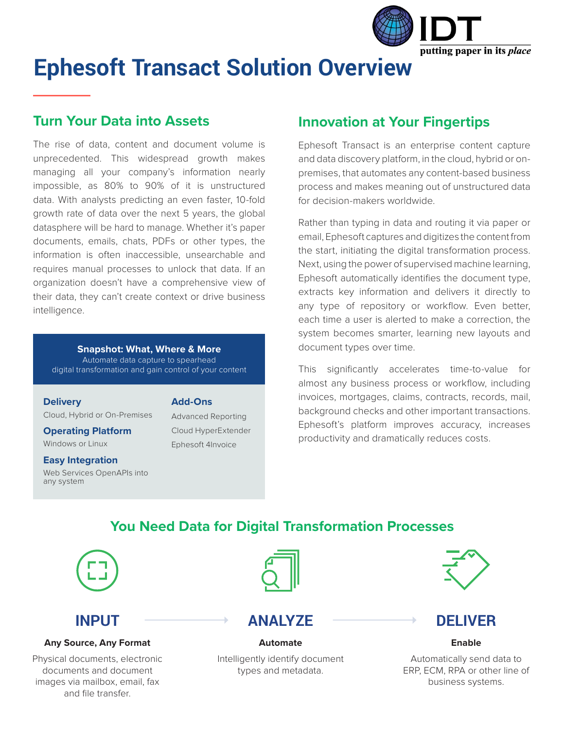# Ephesoft Transact Solution Overview

## Turn Your Data into Assets

The rise of data, content and document volume is unprecedented. This widespread growth makes managing all your company's information nearly impossible, as 80% to 90% of it is unstructured data. With analysts predicting an even faster, 10-fold growth rate of data over the next 5 years, the global datasphere will be hard to manage. Whether it's paper documents, emails, chats, PDFs or other types, the information is often inaccessible, unsearchable and requires manual processes to unlock that data. If an organization doesn't have a comprehensive view of their data, they can't create context or drive business intelligence.

**Snapshot: What, Where & More**

Automate data capture to spearhead digital transformation and gain control of your content

**Delivery**

Cloud, Hybrid or On-Premises

**Operating Platform**

Windows or Linux

**Easy Integration**

Web Services OpenAPIs into any system

**Add-Ons**

Advanced Reporting

Cloud HyperExtender

Ephesoft 4Invoice

## Innovation at Your Fingertips

Ephesoft Transact is an enterprise content capture and data discovery platform, in the cloud, hybrid or on-premises, that automates any content-based business process and makes meaning out of unstructured data for decision-makers worldwide.

Rather than typing in data and routing it via paper or email, Ephesoft captures and digitizes the content from the start, initiating the digital transformation process. Next, using the power of supervised machine learning, Ephesoft automatically identifies the document type, extracts key information and delivers it directly to any type of repository or workflow. Even better, each time a user is alerted to make a correction, the system becomes smarter, learning new layouts and document types over time.

This significantly accelerates time-to-value for almost any business process or workflow, including invoices, mortgages, claims, contracts, records, mail, background checks and other important transactions. Ephesoft's platform improves accuracy, increases productivity and dramatically reduces costs.

## You Need Data for Digital Transformation Processes

### INPUT

**Any Source, Any Format**

Physical documents, electronic documents and document images via mailbox, email, fax and file transfer.

### ANALYZE

**Automate**

Intelligently identify document types and metadata.

### DELIVER

**Enable**

Automatically send data to ERP, ECM, RPA or other line of business systems.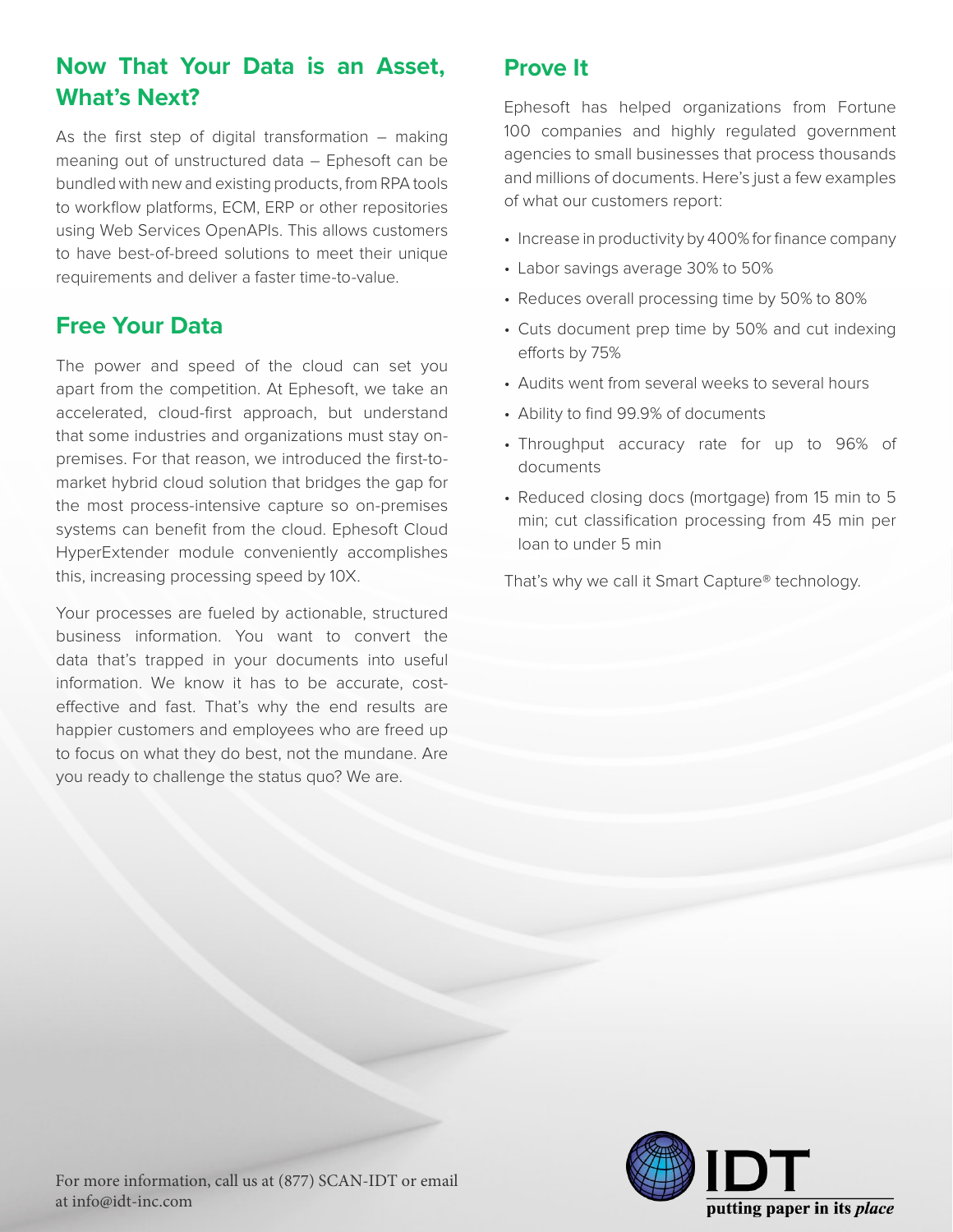## Now That Your Data is an Asset, What's Next?

As the first step of digital transformation – making meaning out of unstructured data – Ephesoft can be bundled with new and existing products, from RPA tools to workflow platforms, ECM, ERP or other repositories using Web Services OpenAPIs. This allows customers to have best-of-breed solutions to meet their unique requirements and deliver a faster time-to-value.

## Free Your Data

The power and speed of the cloud can set you apart from the competition. At Ephesoft, we take an accelerated, cloud-first approach, but understand that some industries and organizations must stay on-premises. For that reason, we introduced the first-to-market hybrid cloud solution that bridges the gap for the most process-intensive capture so on-premises systems can benefit from the cloud. Ephesoft Cloud HyperExtender module conveniently accomplishes this, increasing processing speed by 10X.

Your processes are fueled by actionable, structured business information. You want to convert the data that's trapped in your documents into useful information. We know it has to be accurate, cost-effective and fast. That's why the end results are happier customers and employees who are freed up to focus on what they do best, not the mundane. Are you ready to challenge the status quo? We are.

## Prove It

Ephesoft has helped organizations from Fortune 100 companies and highly regulated government agencies to small businesses that process thousands and millions of documents. Here's just a few examples of what our customers report:

- Increase in productivity by 400% for finance company
- Labor savings average 30% to 50%
- Reduces overall processing time by 50% to 80%
- Cuts document prep time by 50% and cut indexing efforts by 75%
- Audits went from several weeks to several hours
- Ability to find 99.9% of documents
- Throughput accuracy rate for up to 96% of documents
- Reduced closing docs (mortgage) from 15 min to 5 min; cut classification processing from 45 min per loan to under 5 min

That's why we call it Smart Capture® technology.

For more information, call us at (877) SCAN-IDT or email at info@idt-inc.com

IDT
putting paper in its *place*